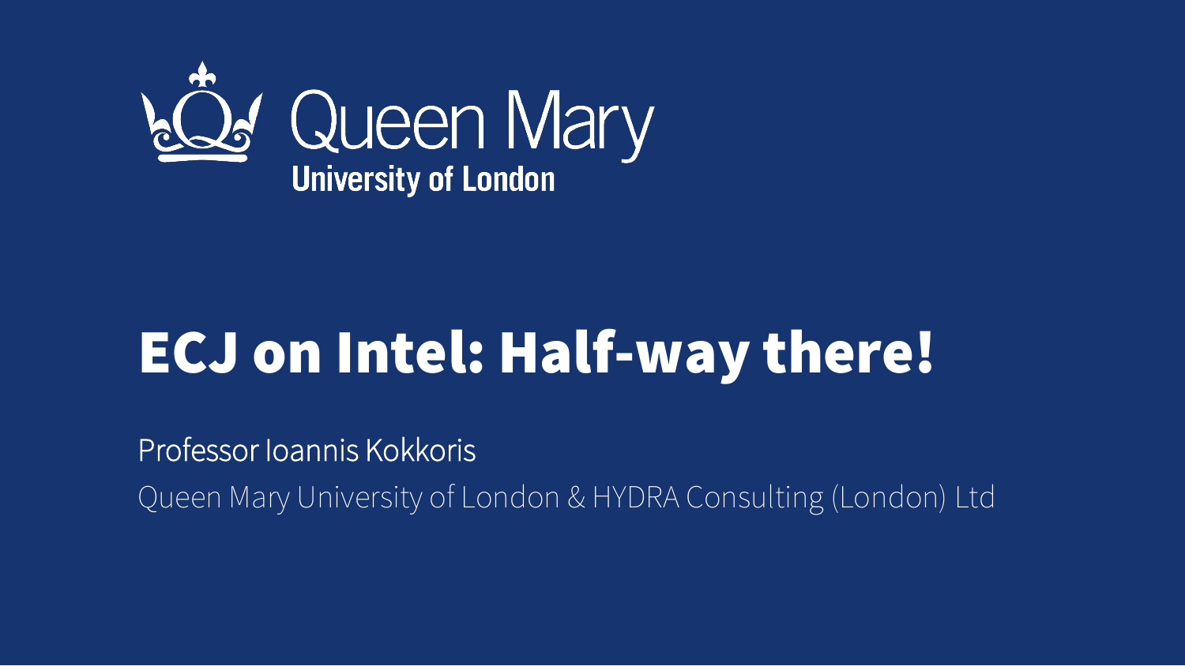Queen Mary
University of London

# ECJ on Intel: Half-way there!

Professor Ioannis Kokkoris

Queen Mary University of London & HYDRA Consulting (London) Ltd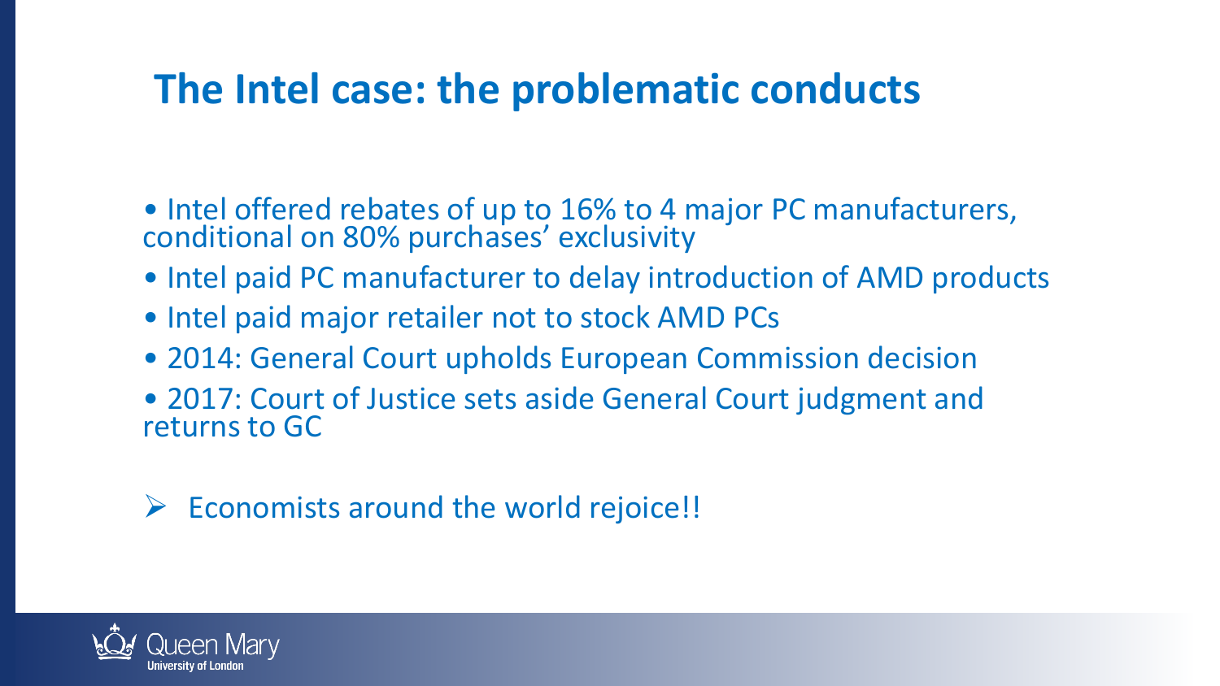# The Intel case: the problematic conducts

- Intel offered rebates of up to 16% to 4 major PC manufacturers, conditional on 80% purchases' exclusivity
- Intel paid PC manufacturer to delay introduction of AMD products
- Intel paid major retailer not to stock AMD PCs
- 2014: General Court upholds European Commission decision
- 2017: Court of Justice sets aside General Court judgment and returns to GC

➢ Economists around the world rejoice!!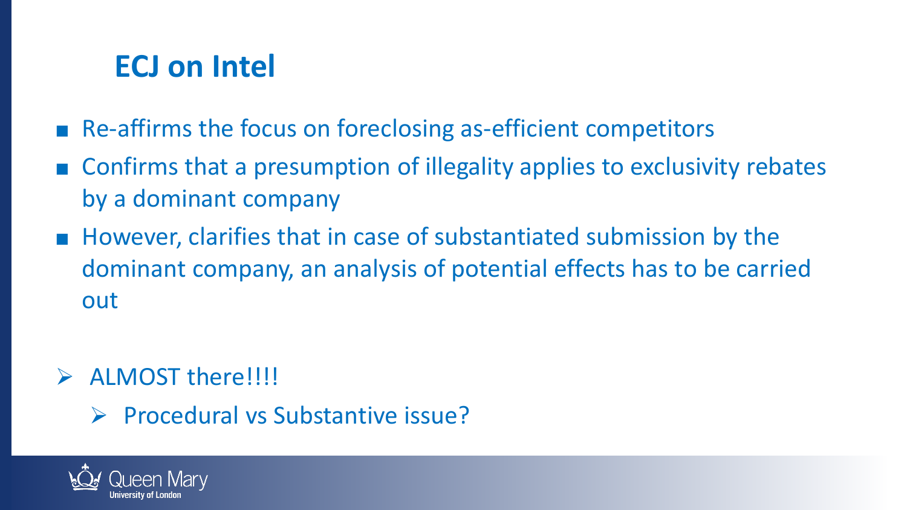# ECJ on Intel

- Re-affirms the focus on foreclosing as-efficient competitors
- Confirms that a presumption of illegality applies to exclusivity rebates by a dominant company
- However, clarifies that in case of substantiated submission by the dominant company, an analysis of potential effects has to be carried out

- ALMOST there!!!!
  - Procedural vs Substantive issue?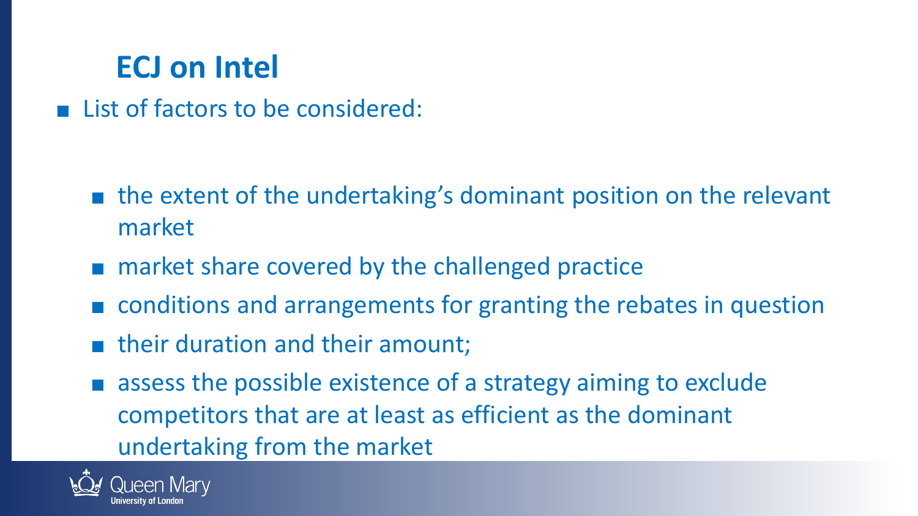# ECJ on Intel

- List of factors to be considered:
  - the extent of the undertaking's dominant position on the relevant market
  - market share covered by the challenged practice
  - conditions and arrangements for granting the rebates in question
  - their duration and their amount;
  - assess the possible existence of a strategy aiming to exclude competitors that are at least as efficient as the dominant undertaking from the market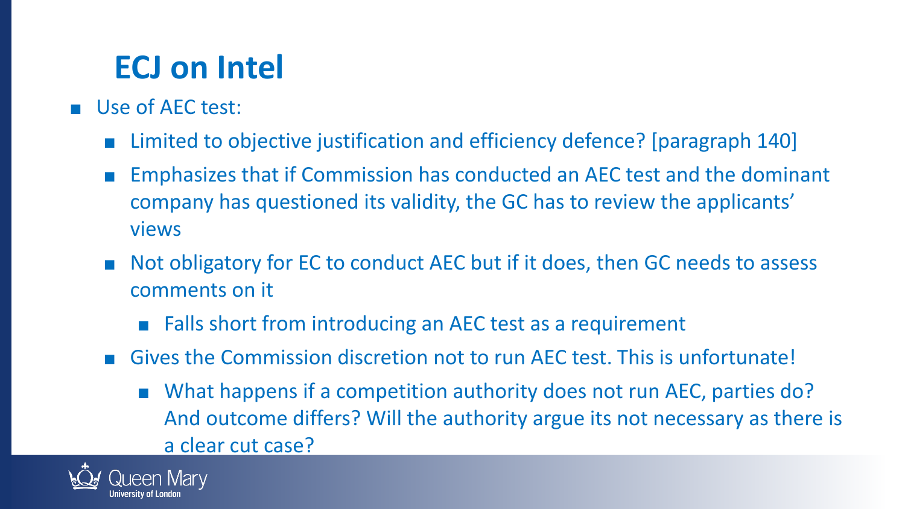# ECJ on Intel

- Use of AEC test:
  - Limited to objective justification and efficiency defence? [paragraph 140]
  - Emphasizes that if Commission has conducted an AEC test and the dominant company has questioned its validity, the GC has to review the applicants' views
  - Not obligatory for EC to conduct AEC but if it does, then GC needs to assess comments on it
    - Falls short from introducing an AEC test as a requirement
  - Gives the Commission discretion not to run AEC test. This is unfortunate!
    - What happens if a competition authority does not run AEC, parties do? And outcome differs? Will the authority argue its not necessary as there is a clear cut case?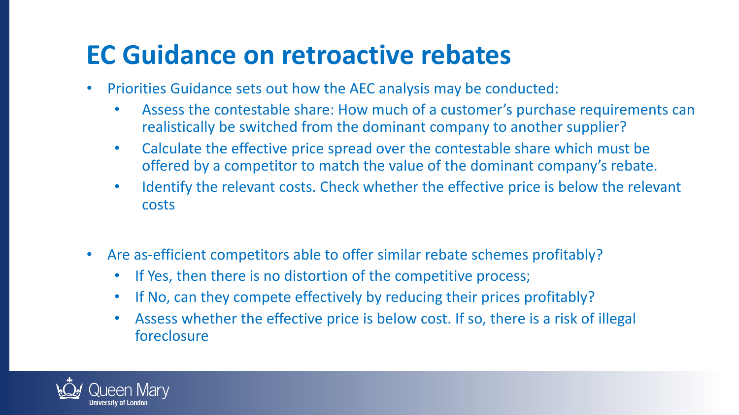# EC Guidance on retroactive rebates

- Priorities Guidance sets out how the AEC analysis may be conducted:
  - Assess the contestable share: How much of a customer's purchase requirements can realistically be switched from the dominant company to another supplier?
  - Calculate the effective price spread over the contestable share which must be offered by a competitor to match the value of the dominant company's rebate.
  - Identify the relevant costs. Check whether the effective price is below the relevant costs

- Are as-efficient competitors able to offer similar rebate schemes profitably?
  - If Yes, then there is no distortion of the competitive process;
  - If No, can they compete effectively by reducing their prices profitably?
  - Assess whether the effective price is below cost. If so, there is a risk of illegal foreclosure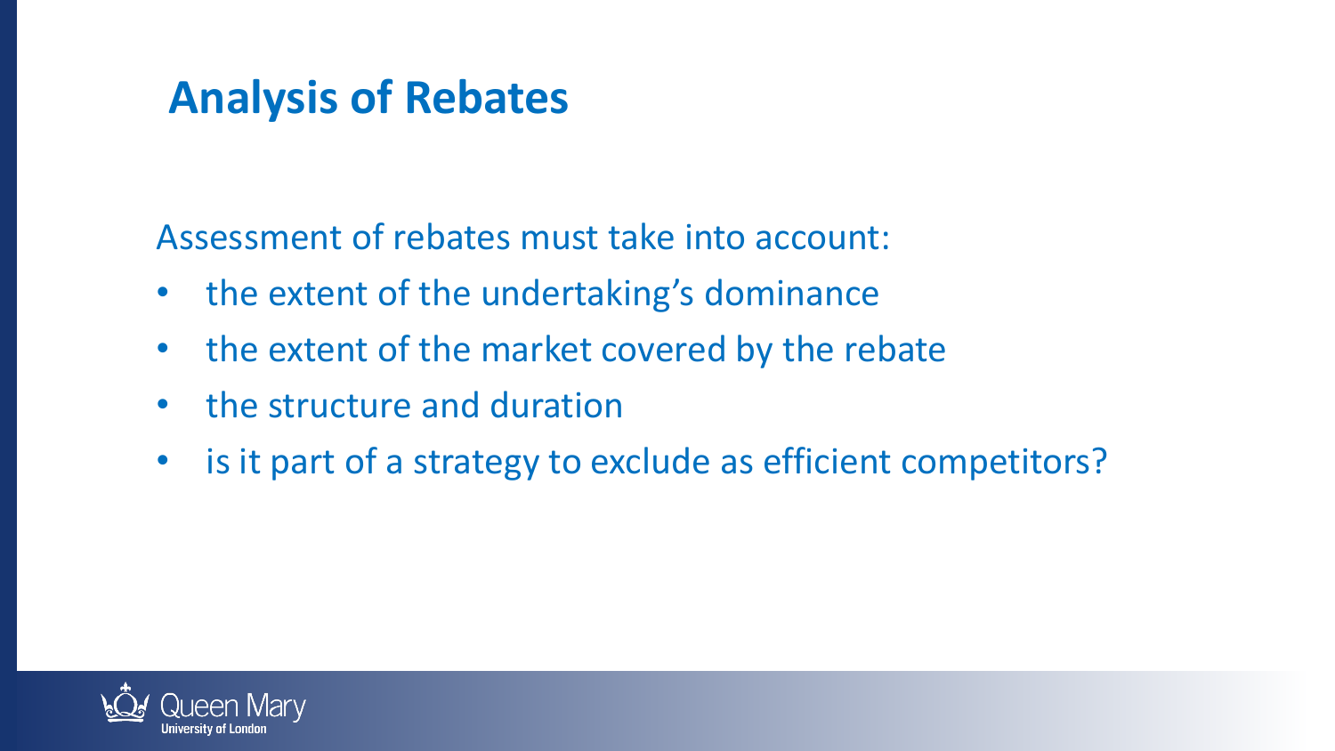# Analysis of Rebates

Assessment of rebates must take into account:

- the extent of the undertaking's dominance
- the extent of the market covered by the rebate
- the structure and duration
- is it part of a strategy to exclude as efficient competitors?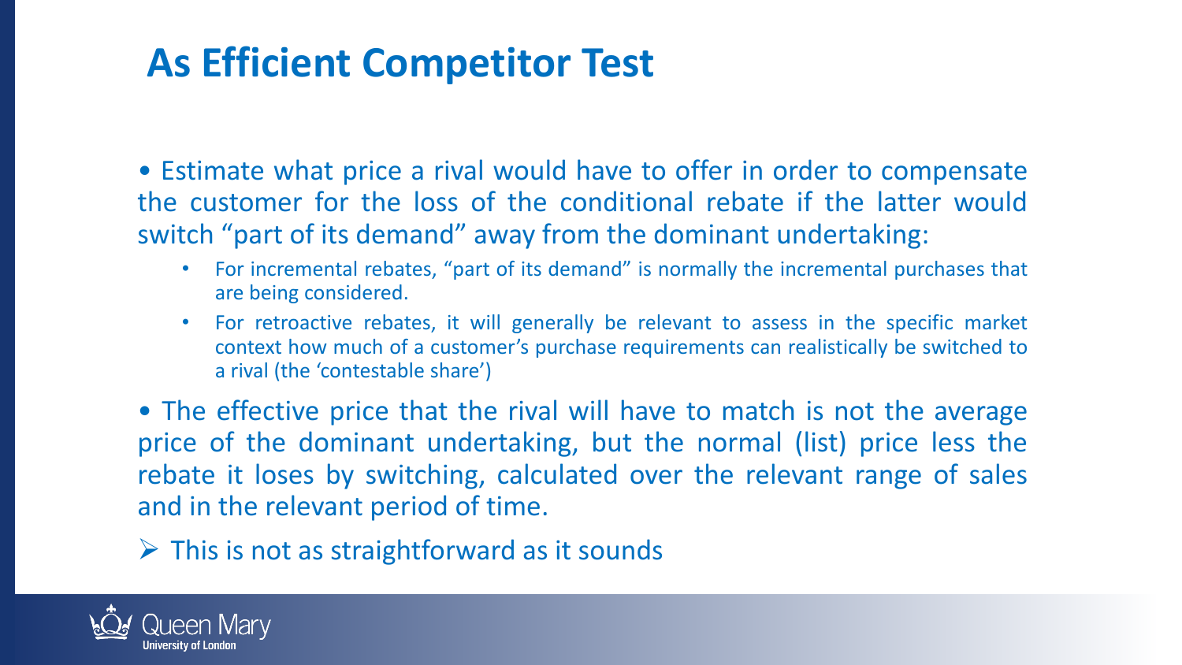# As Efficient Competitor Test

- Estimate what price a rival would have to offer in order to compensate the customer for the loss of the conditional rebate if the latter would switch "part of its demand" away from the dominant undertaking:
  - For incremental rebates, "part of its demand" is normally the incremental purchases that are being considered.
  - For retroactive rebates, it will generally be relevant to assess in the specific market context how much of a customer's purchase requirements can realistically be switched to a rival (the 'contestable share')
- The effective price that the rival will have to match is not the average price of the dominant undertaking, but the normal (list) price less the rebate it loses by switching, calculated over the relevant range of sales and in the relevant period of time.

➢ This is not as straightforward as it sounds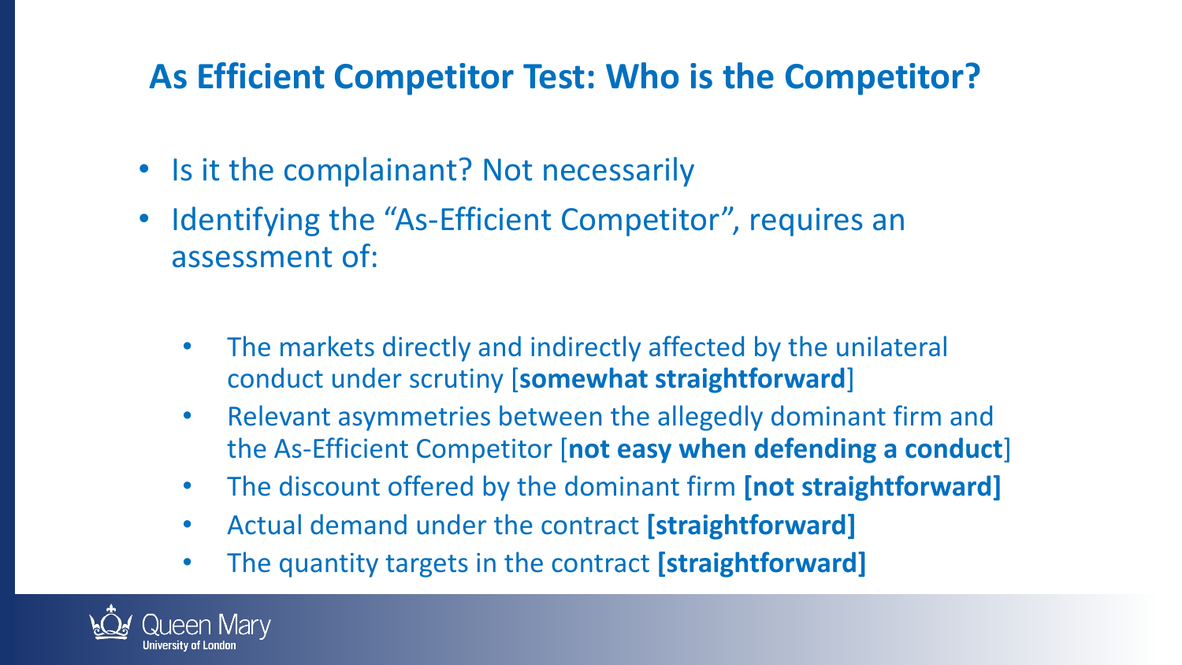## As Efficient Competitor Test: Who is the Competitor?

- Is it the complainant? Not necessarily
- Identifying the "As-Efficient Competitor", requires an assessment of:
  - The markets directly and indirectly affected by the unilateral conduct under scrutiny [**somewhat straightforward**]
  - Relevant asymmetries between the allegedly dominant firm and the As-Efficient Competitor [**not easy when defending a conduct**]
  - The discount offered by the dominant firm **[not straightforward]**
  - Actual demand under the contract **[straightforward]**
  - The quantity targets in the contract **[straightforward]**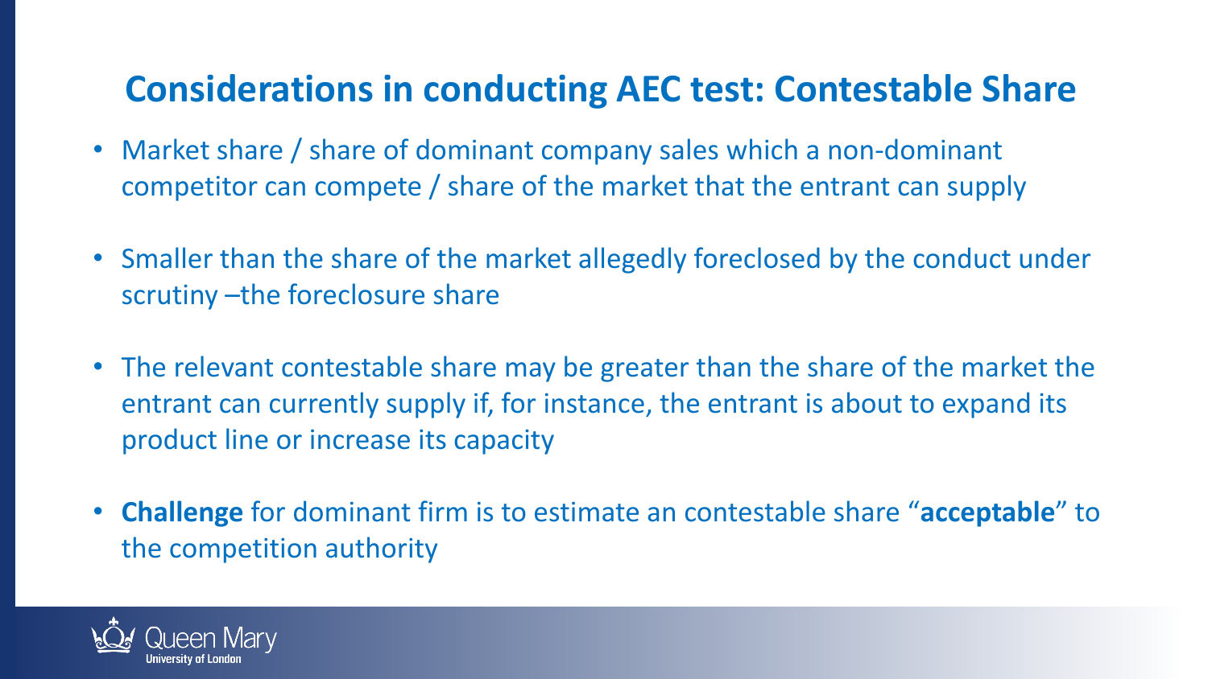## Considerations in conducting AEC test: Contestable Share

- Market share / share of dominant company sales which a non-dominant competitor can compete / share of the market that the entrant can supply
- Smaller than the share of the market allegedly foreclosed by the conduct under scrutiny –the foreclosure share
- The relevant contestable share may be greater than the share of the market the entrant can currently supply if, for instance, the entrant is about to expand its product line or increase its capacity
- **Challenge** for dominant firm is to estimate an contestable share "**acceptable**" to the competition authority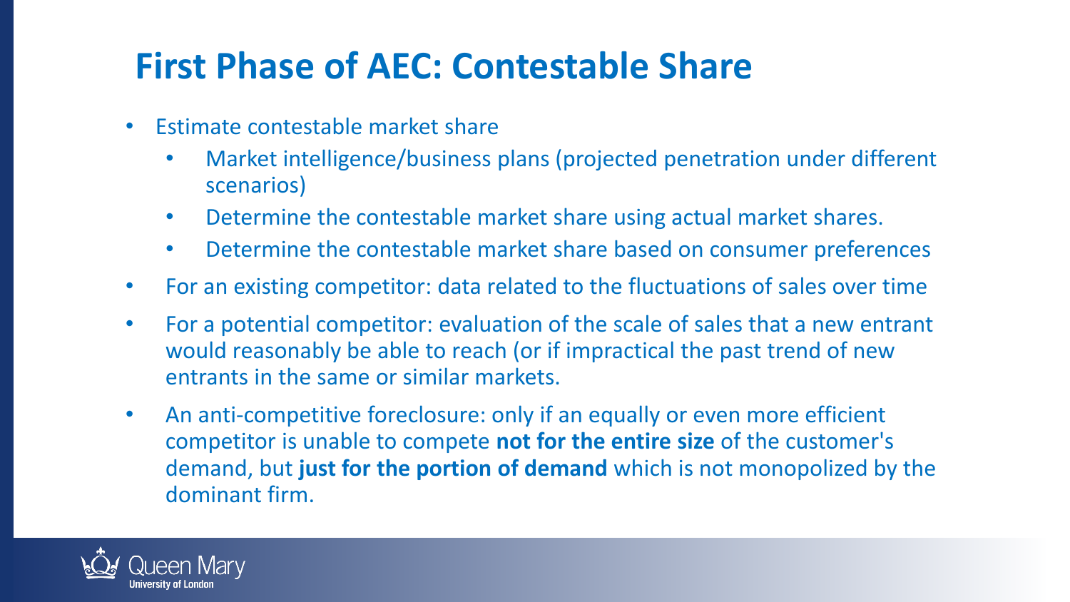# First Phase of AEC: Contestable Share

- Estimate contestable market share
  - Market intelligence/business plans (projected penetration under different scenarios)
  - Determine the contestable market share using actual market shares.
  - Determine the contestable market share based on consumer preferences
- For an existing competitor: data related to the fluctuations of sales over time
- For a potential competitor: evaluation of the scale of sales that a new entrant would reasonably be able to reach (or if impractical the past trend of new entrants in the same or similar markets.
- An anti-competitive foreclosure: only if an equally or even more efficient competitor is unable to compete **not for the entire size** of the customer's demand, but **just for the portion of demand** which is not monopolized by the dominant firm.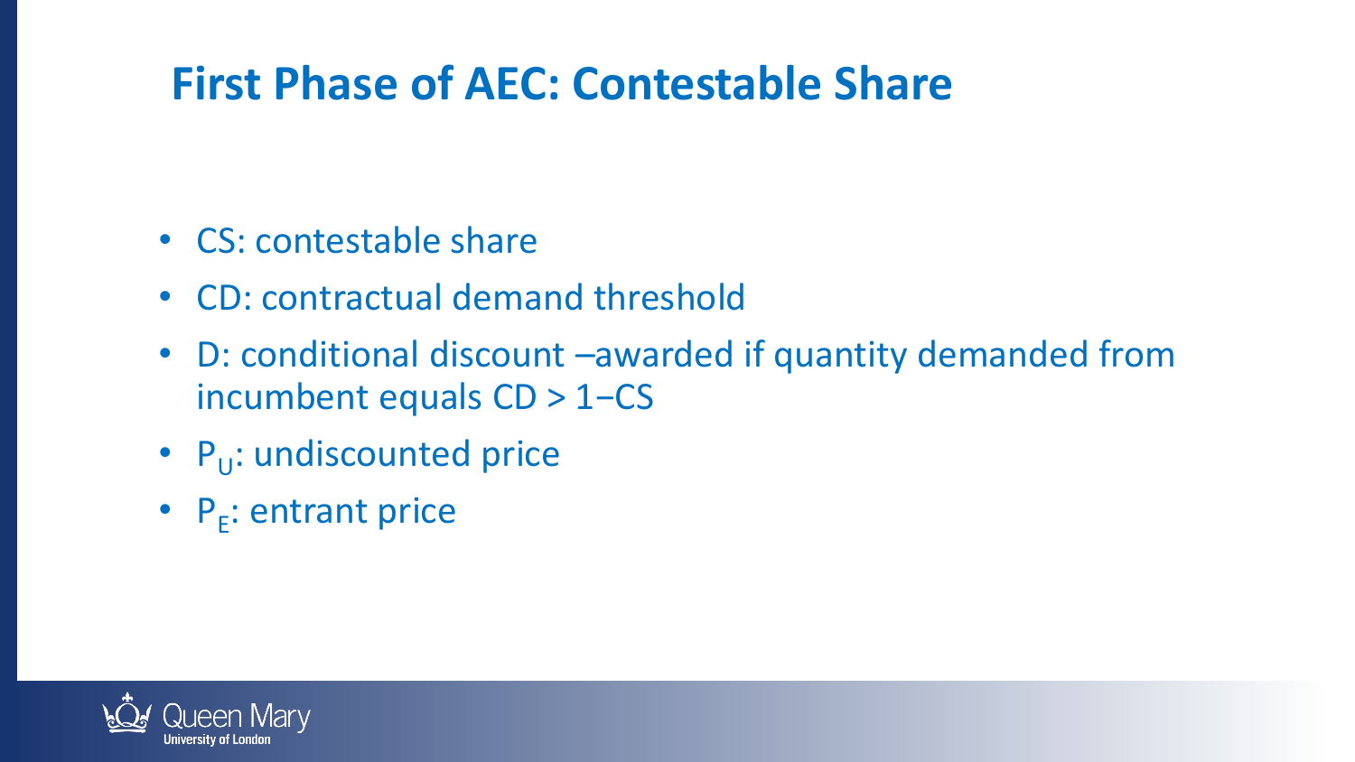# First Phase of AEC: Contestable Share

- CS: contestable share
- CD: contractual demand threshold
- D: conditional discount –awarded if quantity demanded from incumbent equals CD > 1−CS
- $P_U$: undiscounted price
- $P_E$: entrant price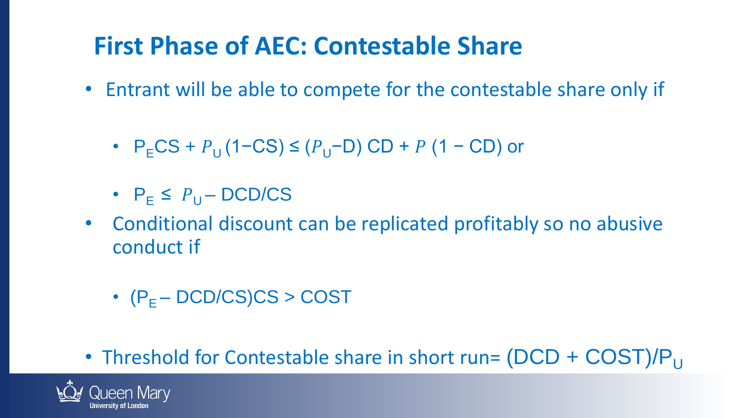# First Phase of AEC: Contestable Share

- Entrant will be able to compete for the contestable share only if
  - $P_E CS + P_U(1 - CS) \leq (P_U - D)\, CD + P\,(1 - CD)$ or
  - $P_E \leq P_U - DCD/CS$
- Conditional discount can be replicated profitably so no abusive conduct if
  - $(P_E - DCD/CS)CS > COST$
- Threshold for Contestable share in short run= $(DCD + COST)/P_U$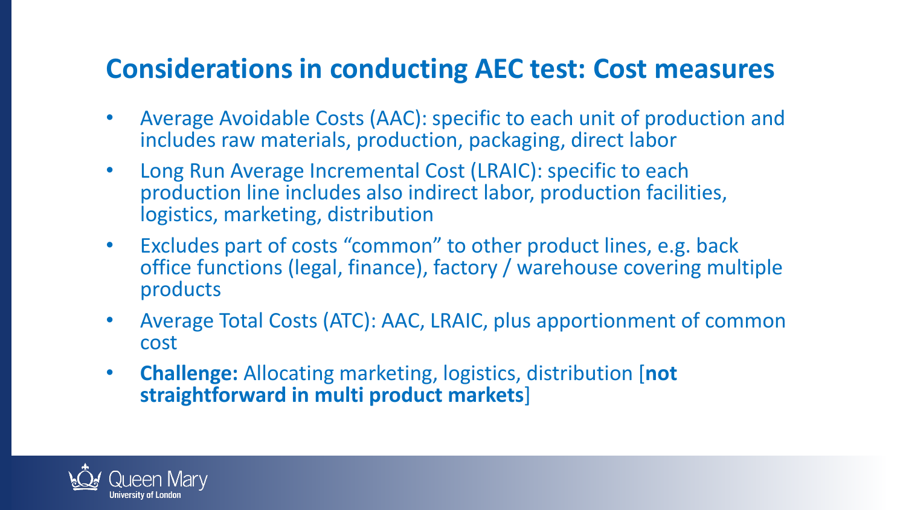# Considerations in conducting AEC test: Cost measures

- Average Avoidable Costs (AAC): specific to each unit of production and includes raw materials, production, packaging, direct labor
- Long Run Average Incremental Cost (LRAIC): specific to each production line includes also indirect labor, production facilities, logistics, marketing, distribution
- Excludes part of costs "common" to other product lines, e.g. back office functions (legal, finance), factory / warehouse covering multiple products
- Average Total Costs (ATC): AAC, LRAIC, plus apportionment of common cost
- **Challenge:** Allocating marketing, logistics, distribution [**not straightforward in multi product markets**]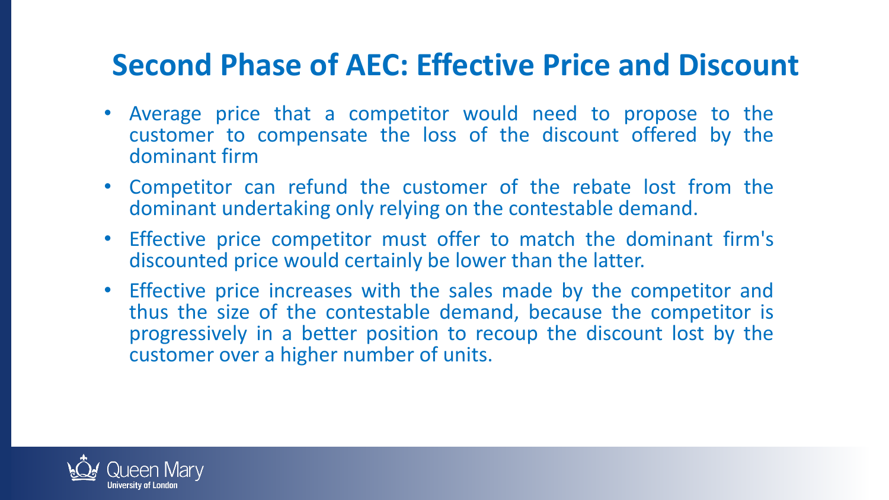# Second Phase of AEC: Effective Price and Discount

- Average price that a competitor would need to propose to the customer to compensate the loss of the discount offered by the dominant firm
- Competitor can refund the customer of the rebate lost from the dominant undertaking only relying on the contestable demand.
- Effective price competitor must offer to match the dominant firm's discounted price would certainly be lower than the latter.
- Effective price increases with the sales made by the competitor and thus the size of the contestable demand, because the competitor is progressively in a better position to recoup the discount lost by the customer over a higher number of units.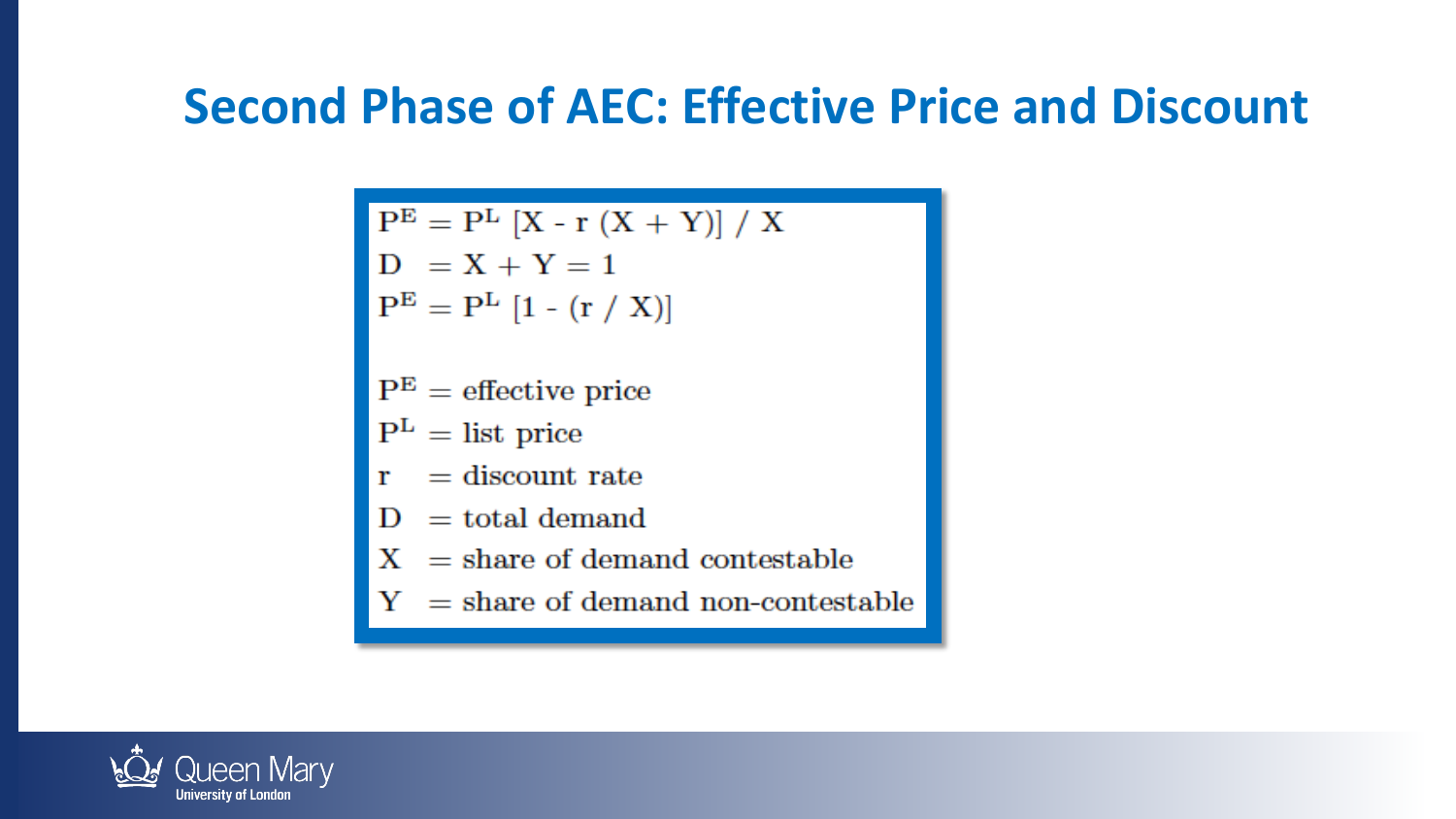# Second Phase of AEC: Effective Price and Discount

$$P^E = P^L \, [X - r \, (X + Y)] \, / \, X$$

$$D = X + Y = 1$$

$$P^E = P^L \, [1 - (r \, / \, X)]$$

$P^E$ = effective price

$P^L$ = list price

$r$ = discount rate

$D$ = total demand

$X$ = share of demand contestable

$Y$ = share of demand non-contestable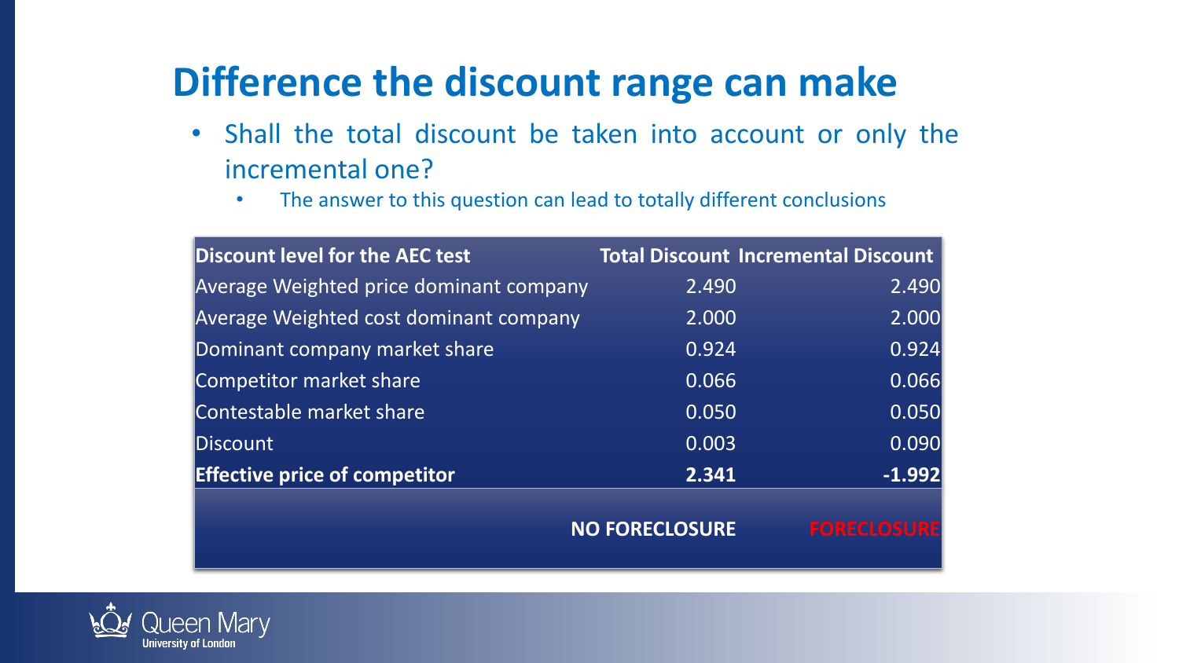# Difference the discount range can make

- Shall the total discount be taken into account or only the incremental one?
  - The answer to this question can lead to totally different conclusions

| **Discount level for the AEC test** | **Total Discount** | **Incremental Discount** |
|---|---|---|
| Average Weighted price dominant company | 2.490 | 2.490 |
| Average Weighted cost dominant company | 2.000 | 2.000 |
| Dominant company market share | 0.924 | 0.924 |
| Competitor market share | 0.066 | 0.066 |
| Contestable market share | 0.050 | 0.050 |
| Discount | 0.003 | 0.090 |
| **Effective price of competitor** | **2.341** | **-1.992** |
| | **NO FORECLOSURE** | **FORECLOSURE** |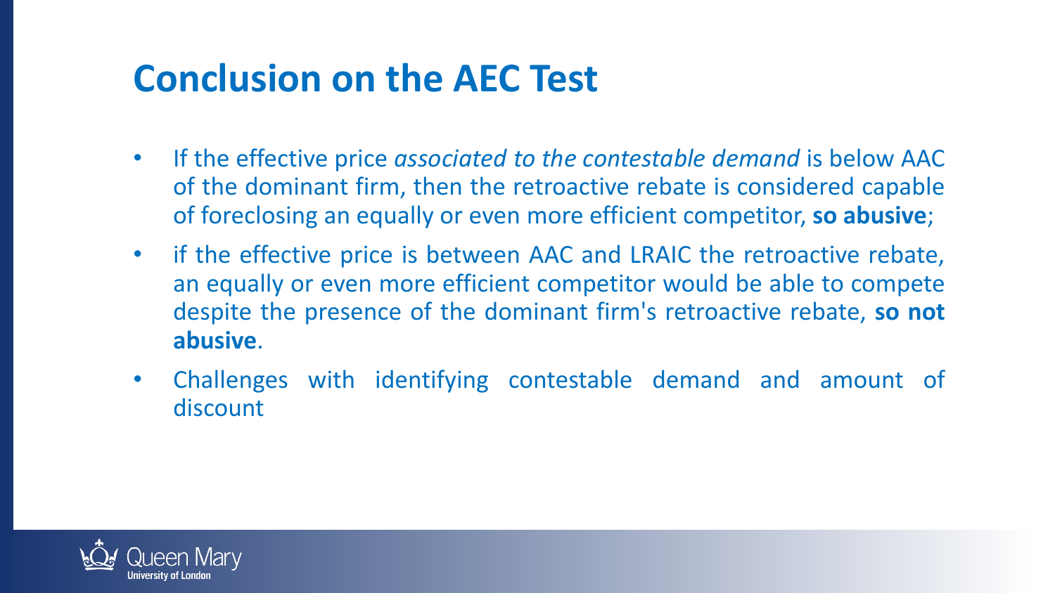# Conclusion on the AEC Test

- If the effective price *associated to the contestable demand* is below AAC of the dominant firm, then the retroactive rebate is considered capable of foreclosing an equally or even more efficient competitor, **so abusive**;
- if the effective price is between AAC and LRAIC the retroactive rebate, an equally or even more efficient competitor would be able to compete despite the presence of the dominant firm's retroactive rebate, **so not abusive**.
- Challenges with identifying contestable demand and amount of discount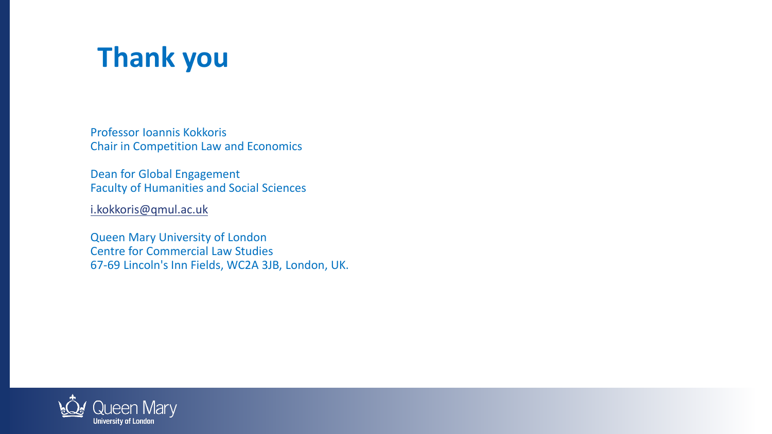# Thank you

Professor Ioannis Kokkoris
Chair in Competition Law and Economics

Dean for Global Engagement
Faculty of Humanities and Social Sciences

i.kokkoris@qmul.ac.uk

Queen Mary University of London
Centre for Commercial Law Studies
67-69 Lincoln's Inn Fields, WC2A 3JB, London, UK.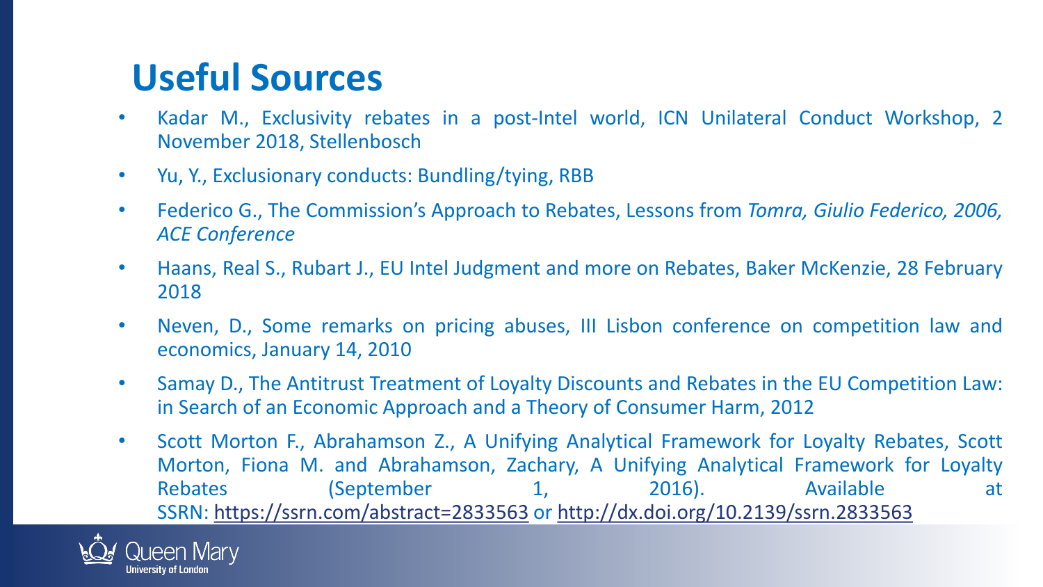# Useful Sources

- Kadar M., Exclusivity rebates in a post-Intel world, ICN Unilateral Conduct Workshop, 2 November 2018, Stellenbosch
- Yu, Y., Exclusionary conducts: Bundling/tying, RBB
- Federico G., The Commission's Approach to Rebates, Lessons from *Tomra, Giulio Federico, 2006, ACE Conference*
- Haans, Real S., Rubart J., EU Intel Judgment and more on Rebates, Baker McKenzie, 28 February 2018
- Neven, D., Some remarks on pricing abuses, III Lisbon conference on competition law and economics, January 14, 2010
- Samay D., The Antitrust Treatment of Loyalty Discounts and Rebates in the EU Competition Law: in Search of an Economic Approach and a Theory of Consumer Harm, 2012
- Scott Morton F., Abrahamson Z., A Unifying Analytical Framework for Loyalty Rebates, Scott Morton, Fiona M. and Abrahamson, Zachary, A Unifying Analytical Framework for Loyalty Rebates (September 1, 2016). Available at SSRN: https://ssrn.com/abstract=2833563 or http://dx.doi.org/10.2139/ssrn.2833563